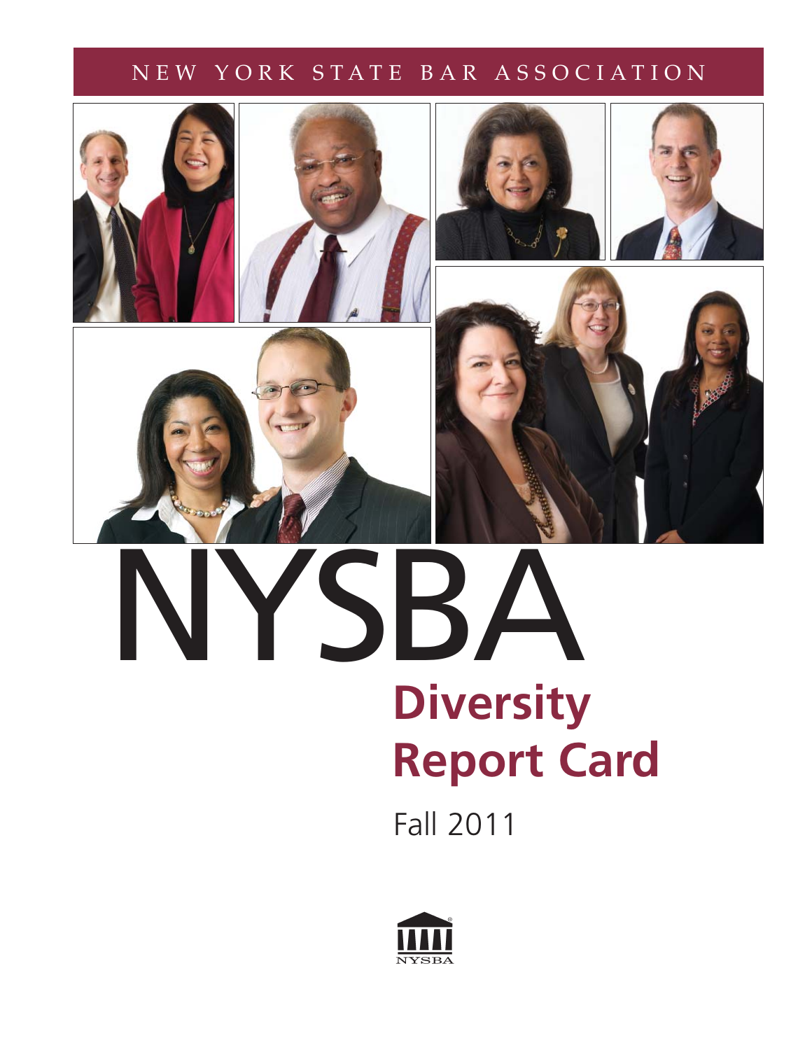NEW YORK STATE BAR ASSOCIATION

# NYSBA

## Diversity Report Card

Fall 2011

NYSBA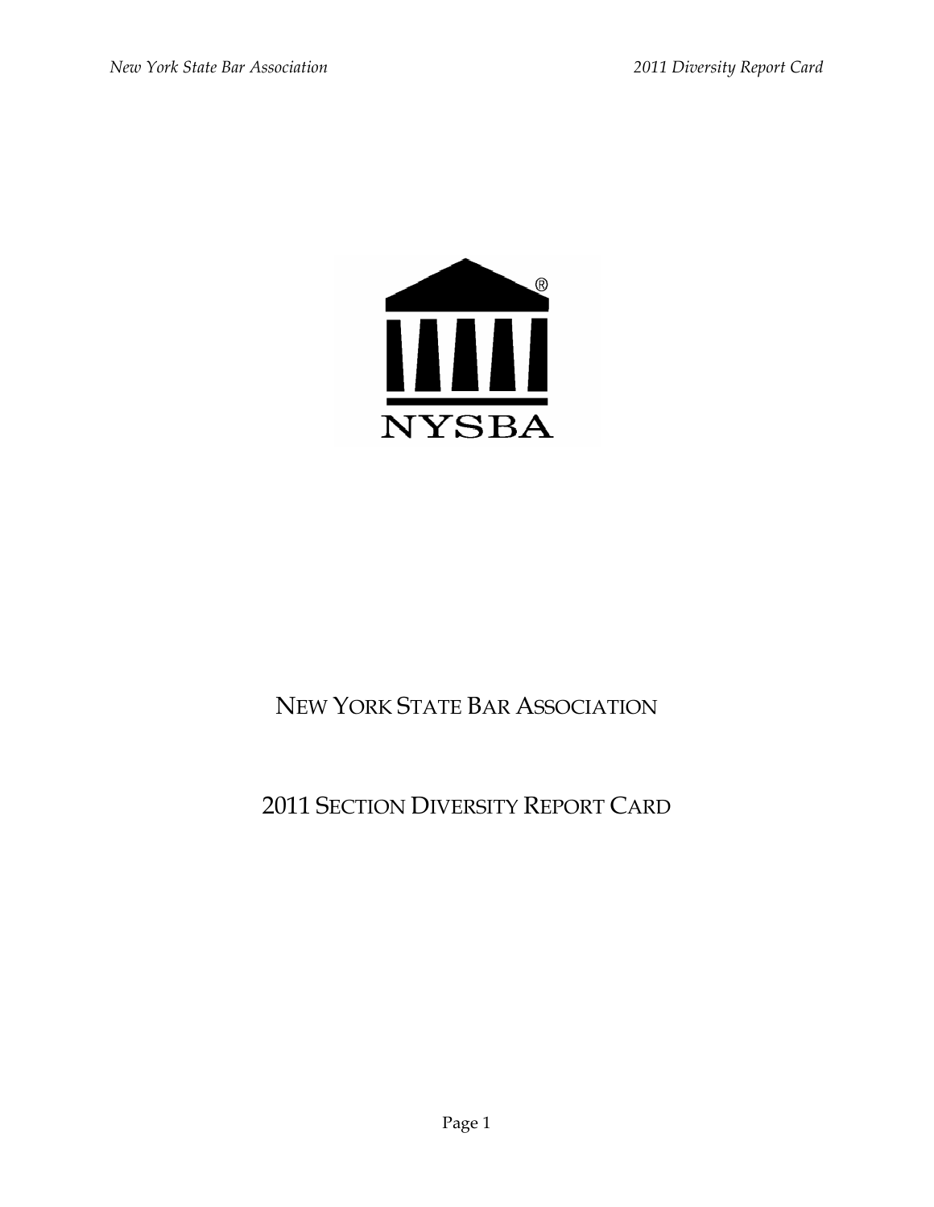NYSBA

NEW YORK STATE BAR ASSOCIATION

2011 SECTION DIVERSITY REPORT CARD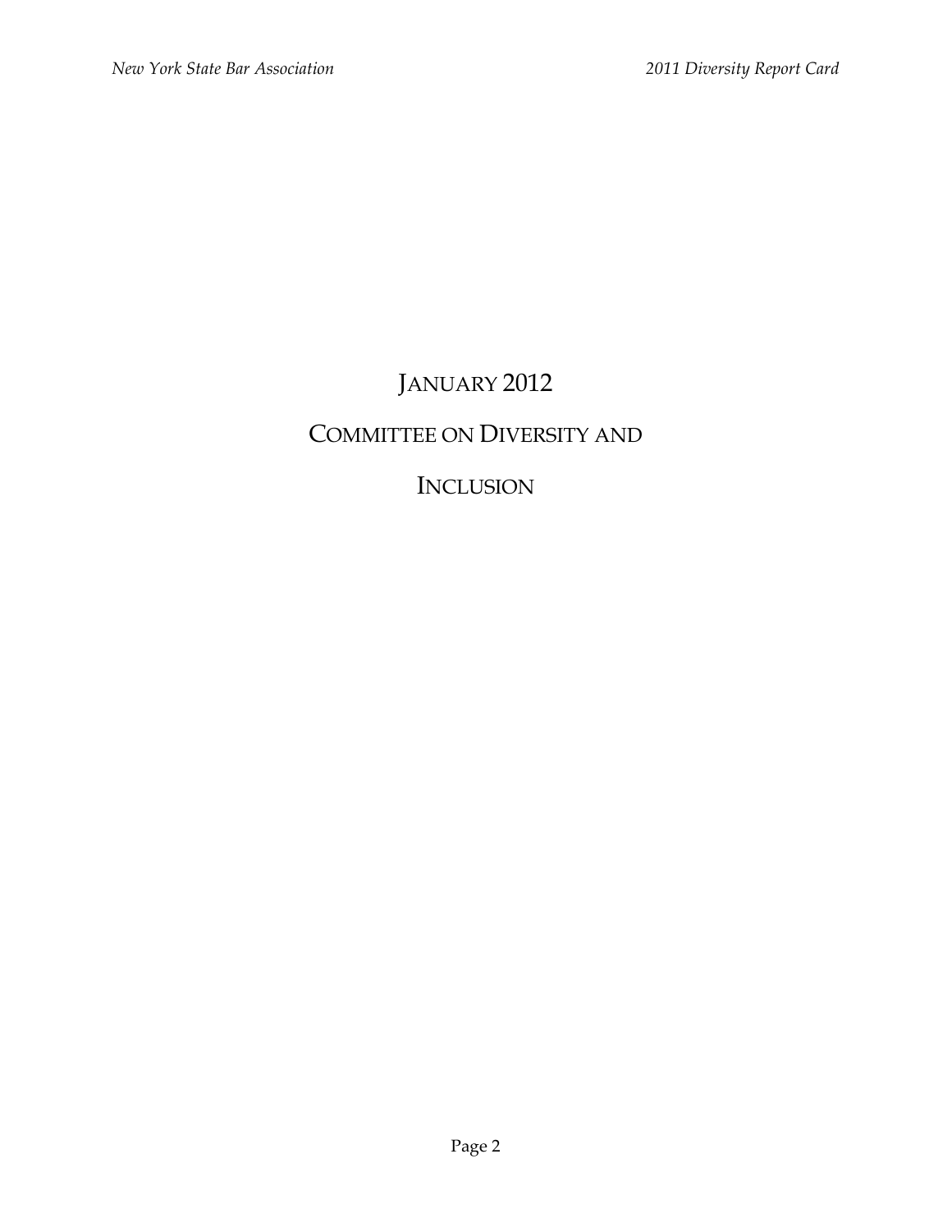JANUARY 2012

COMMITTEE ON DIVERSITY AND

INCLUSION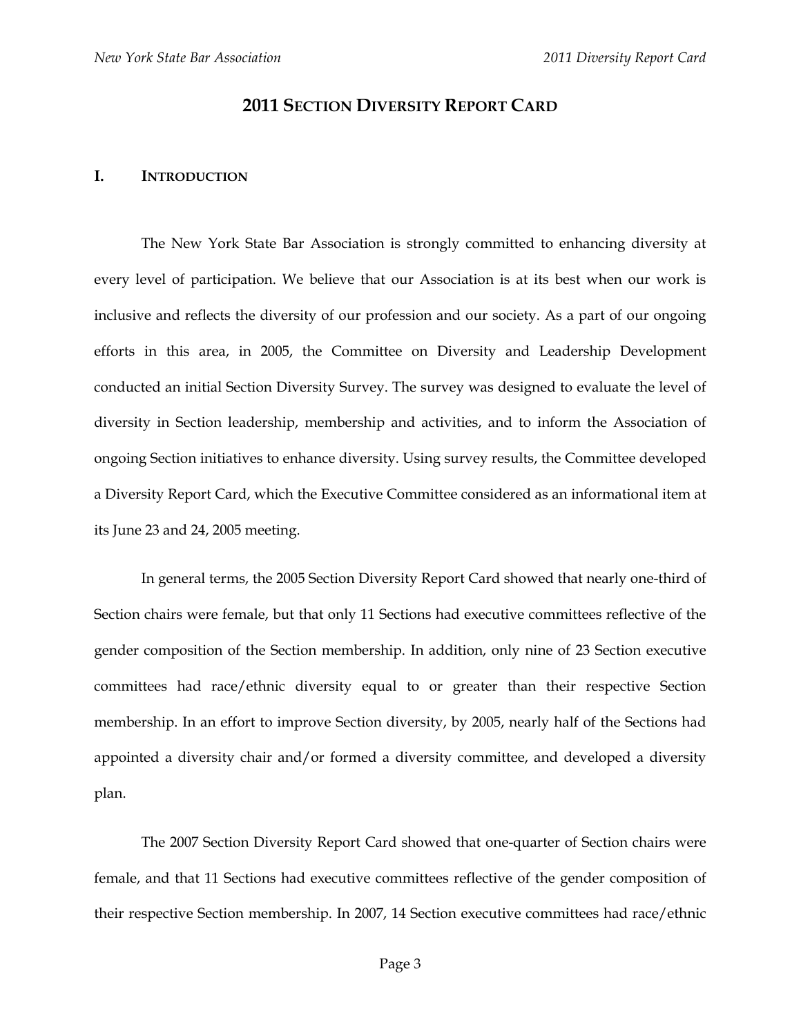# 2011 SECTION DIVERSITY REPORT CARD

## I. INTRODUCTION

The New York State Bar Association is strongly committed to enhancing diversity at every level of participation. We believe that our Association is at its best when our work is inclusive and reflects the diversity of our profession and our society. As a part of our ongoing efforts in this area, in 2005, the Committee on Diversity and Leadership Development conducted an initial Section Diversity Survey. The survey was designed to evaluate the level of diversity in Section leadership, membership and activities, and to inform the Association of ongoing Section initiatives to enhance diversity. Using survey results, the Committee developed a Diversity Report Card, which the Executive Committee considered as an informational item at its June 23 and 24, 2005 meeting.

In general terms, the 2005 Section Diversity Report Card showed that nearly one-third of Section chairs were female, but that only 11 Sections had executive committees reflective of the gender composition of the Section membership. In addition, only nine of 23 Section executive committees had race/ethnic diversity equal to or greater than their respective Section membership. In an effort to improve Section diversity, by 2005, nearly half of the Sections had appointed a diversity chair and/or formed a diversity committee, and developed a diversity plan.

The 2007 Section Diversity Report Card showed that one-quarter of Section chairs were female, and that 11 Sections had executive committees reflective of the gender composition of their respective Section membership. In 2007, 14 Section executive committees had race/ethnic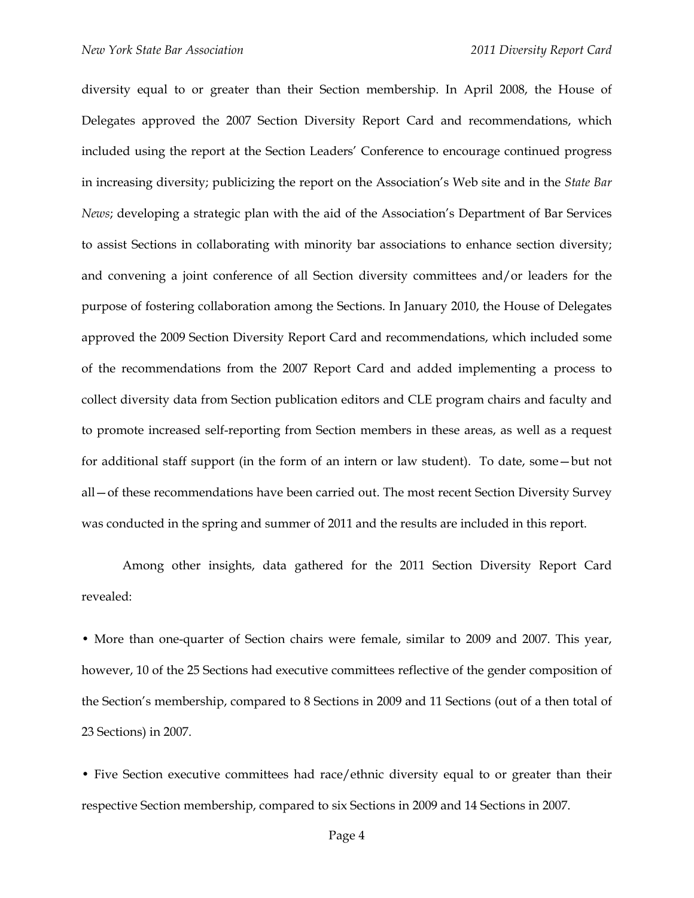diversity equal to or greater than their Section membership. In April 2008, the House of Delegates approved the 2007 Section Diversity Report Card and recommendations, which included using the report at the Section Leaders' Conference to encourage continued progress in increasing diversity; publicizing the report on the Association's Web site and in the *State Bar News*; developing a strategic plan with the aid of the Association's Department of Bar Services to assist Sections in collaborating with minority bar associations to enhance section diversity; and convening a joint conference of all Section diversity committees and/or leaders for the purpose of fostering collaboration among the Sections. In January 2010, the House of Delegates approved the 2009 Section Diversity Report Card and recommendations, which included some of the recommendations from the 2007 Report Card and added implementing a process to collect diversity data from Section publication editors and CLE program chairs and faculty and to promote increased self-reporting from Section members in these areas, as well as a request for additional staff support (in the form of an intern or law student). To date, some—but not all—of these recommendations have been carried out. The most recent Section Diversity Survey was conducted in the spring and summer of 2011 and the results are included in this report.

Among other insights, data gathered for the 2011 Section Diversity Report Card revealed:

• More than one-quarter of Section chairs were female, similar to 2009 and 2007. This year, however, 10 of the 25 Sections had executive committees reflective of the gender composition of the Section's membership, compared to 8 Sections in 2009 and 11 Sections (out of a then total of 23 Sections) in 2007.

• Five Section executive committees had race/ethnic diversity equal to or greater than their respective Section membership, compared to six Sections in 2009 and 14 Sections in 2007.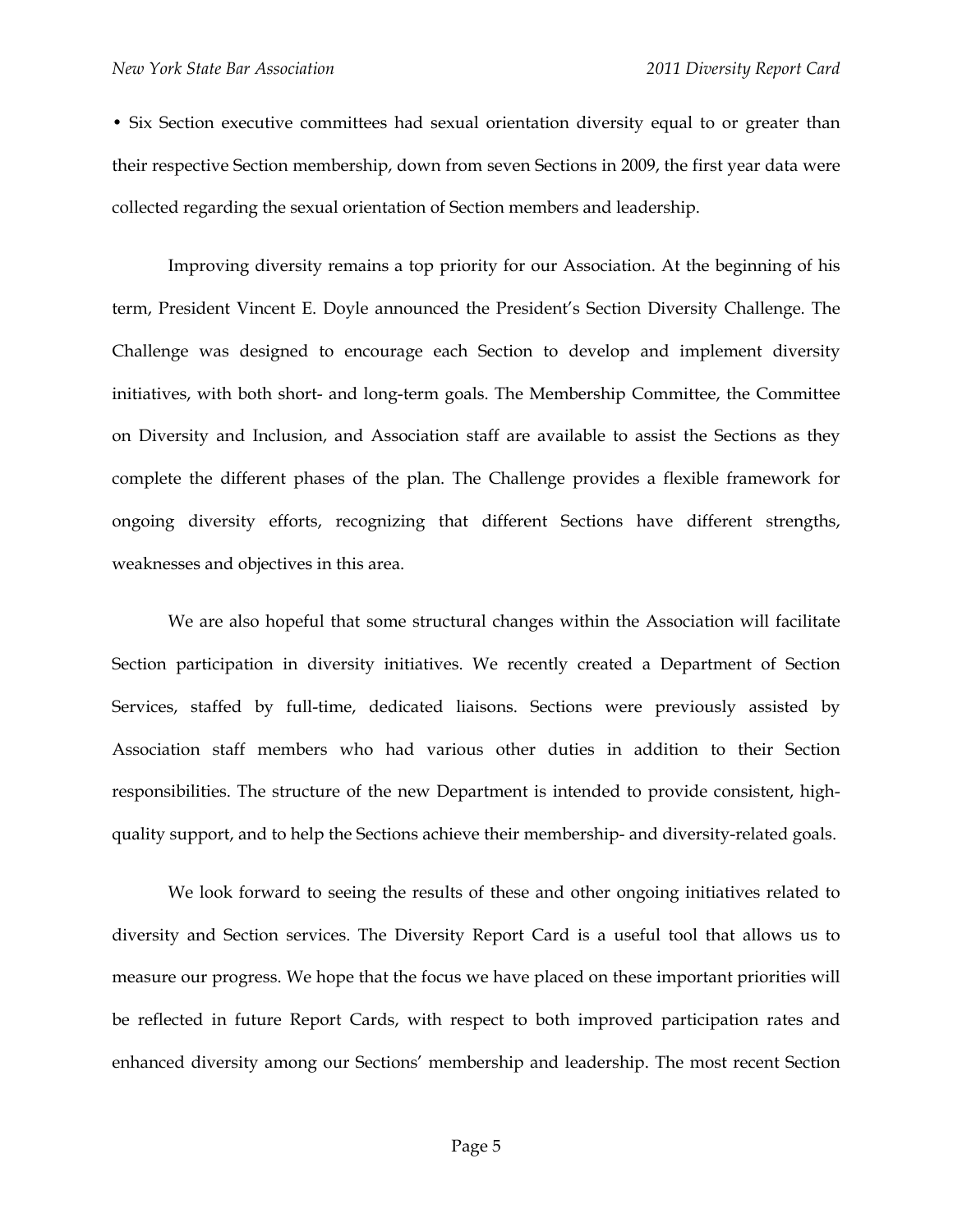• Six Section executive committees had sexual orientation diversity equal to or greater than their respective Section membership, down from seven Sections in 2009, the first year data were collected regarding the sexual orientation of Section members and leadership.

Improving diversity remains a top priority for our Association. At the beginning of his term, President Vincent E. Doyle announced the President's Section Diversity Challenge. The Challenge was designed to encourage each Section to develop and implement diversity initiatives, with both short- and long-term goals. The Membership Committee, the Committee on Diversity and Inclusion, and Association staff are available to assist the Sections as they complete the different phases of the plan. The Challenge provides a flexible framework for ongoing diversity efforts, recognizing that different Sections have different strengths, weaknesses and objectives in this area.

We are also hopeful that some structural changes within the Association will facilitate Section participation in diversity initiatives. We recently created a Department of Section Services, staffed by full-time, dedicated liaisons. Sections were previously assisted by Association staff members who had various other duties in addition to their Section responsibilities. The structure of the new Department is intended to provide consistent, high-quality support, and to help the Sections achieve their membership- and diversity-related goals.

We look forward to seeing the results of these and other ongoing initiatives related to diversity and Section services. The Diversity Report Card is a useful tool that allows us to measure our progress. We hope that the focus we have placed on these important priorities will be reflected in future Report Cards, with respect to both improved participation rates and enhanced diversity among our Sections' membership and leadership. The most recent Section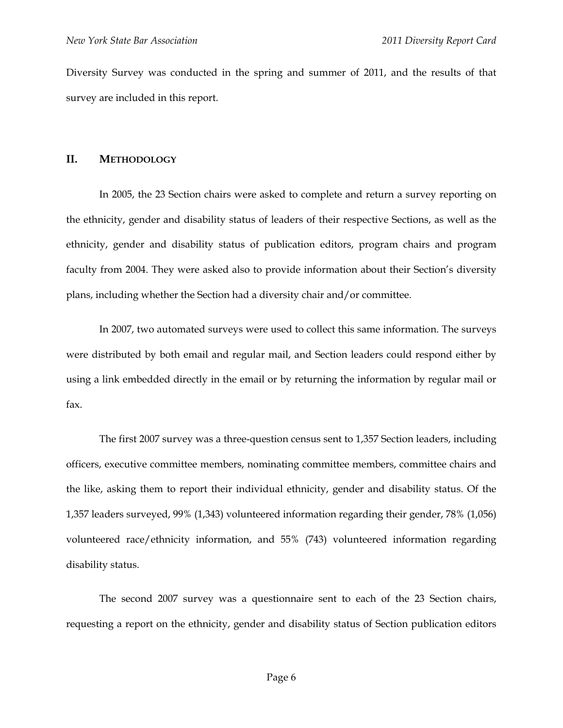Diversity Survey was conducted in the spring and summer of 2011, and the results of that survey are included in this report.

## II. METHODOLOGY

In 2005, the 23 Section chairs were asked to complete and return a survey reporting on the ethnicity, gender and disability status of leaders of their respective Sections, as well as the ethnicity, gender and disability status of publication editors, program chairs and program faculty from 2004. They were asked also to provide information about their Section's diversity plans, including whether the Section had a diversity chair and/or committee.

In 2007, two automated surveys were used to collect this same information. The surveys were distributed by both email and regular mail, and Section leaders could respond either by using a link embedded directly in the email or by returning the information by regular mail or fax.

The first 2007 survey was a three-question census sent to 1,357 Section leaders, including officers, executive committee members, nominating committee members, committee chairs and the like, asking them to report their individual ethnicity, gender and disability status. Of the 1,357 leaders surveyed, 99% (1,343) volunteered information regarding their gender, 78% (1,056) volunteered race/ethnicity information, and 55% (743) volunteered information regarding disability status.

The second 2007 survey was a questionnaire sent to each of the 23 Section chairs, requesting a report on the ethnicity, gender and disability status of Section publication editors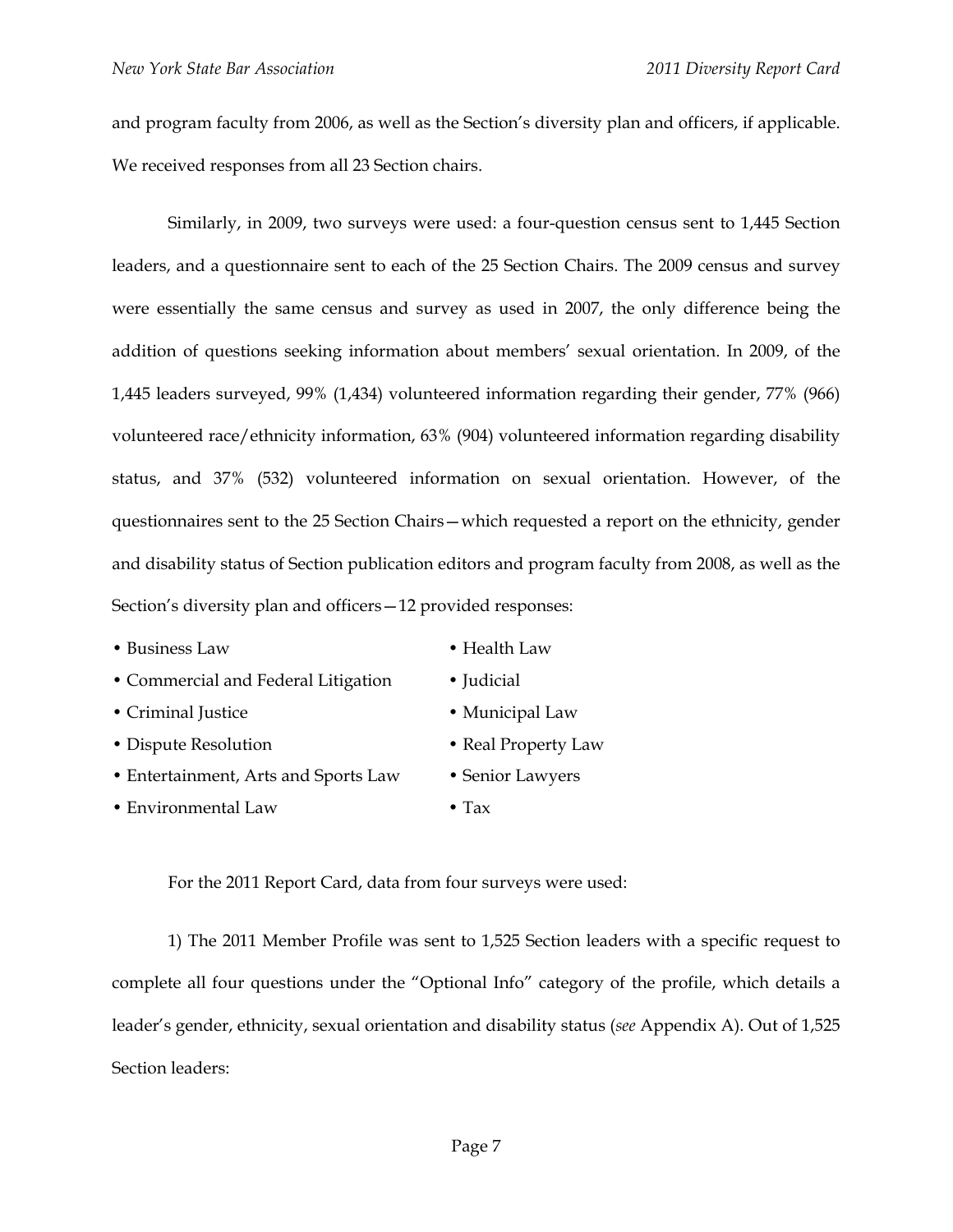and program faculty from 2006, as well as the Section's diversity plan and officers, if applicable. We received responses from all 23 Section chairs.

Similarly, in 2009, two surveys were used: a four-question census sent to 1,445 Section leaders, and a questionnaire sent to each of the 25 Section Chairs. The 2009 census and survey were essentially the same census and survey as used in 2007, the only difference being the addition of questions seeking information about members' sexual orientation. In 2009, of the 1,445 leaders surveyed, 99% (1,434) volunteered information regarding their gender, 77% (966) volunteered race/ethnicity information, 63% (904) volunteered information regarding disability status, and 37% (532) volunteered information on sexual orientation. However, of the questionnaires sent to the 25 Section Chairs—which requested a report on the ethnicity, gender and disability status of Section publication editors and program faculty from 2008, as well as the Section's diversity plan and officers—12 provided responses:

- Business Law
- Commercial and Federal Litigation
- Criminal Justice
- Dispute Resolution
- Entertainment, Arts and Sports Law
- Environmental Law
- Health Law
- Judicial
- Municipal Law
- Real Property Law
- Senior Lawyers
- Tax

For the 2011 Report Card, data from four surveys were used:

1) The 2011 Member Profile was sent to 1,525 Section leaders with a specific request to complete all four questions under the "Optional Info" category of the profile, which details a leader's gender, ethnicity, sexual orientation and disability status (*see* Appendix A). Out of 1,525 Section leaders: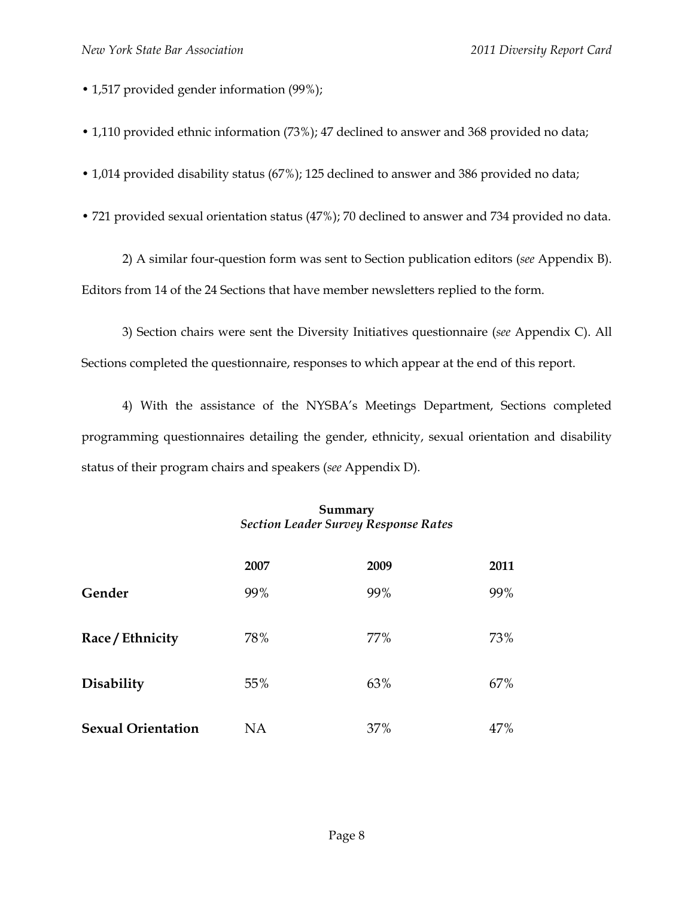- 1,517 provided gender information (99%);

- 1,110 provided ethnic information (73%); 47 declined to answer and 368 provided no data;

- 1,014 provided disability status (67%); 125 declined to answer and 386 provided no data;

- 721 provided sexual orientation status (47%); 70 declined to answer and 734 provided no data.

2) A similar four-question form was sent to Section publication editors (*see* Appendix B). Editors from 14 of the 24 Sections that have member newsletters replied to the form.

3) Section chairs were sent the Diversity Initiatives questionnaire (*see* Appendix C). All Sections completed the questionnaire, responses to which appear at the end of this report.

4) With the assistance of the NYSBA's Meetings Department, Sections completed programming questionnaires detailing the gender, ethnicity, sexual orientation and disability status of their program chairs and speakers (*see* Appendix D).

**Summary**
*Section Leader Survey Response Rates*

| | 2007 | 2009 | 2011 |
|---|---|---|---|
| **Gender** | 99% | 99% | 99% |
| **Race / Ethnicity** | 78% | 77% | 73% |
| **Disability** | 55% | 63% | 67% |
| **Sexual Orientation** | NA | 37% | 47% |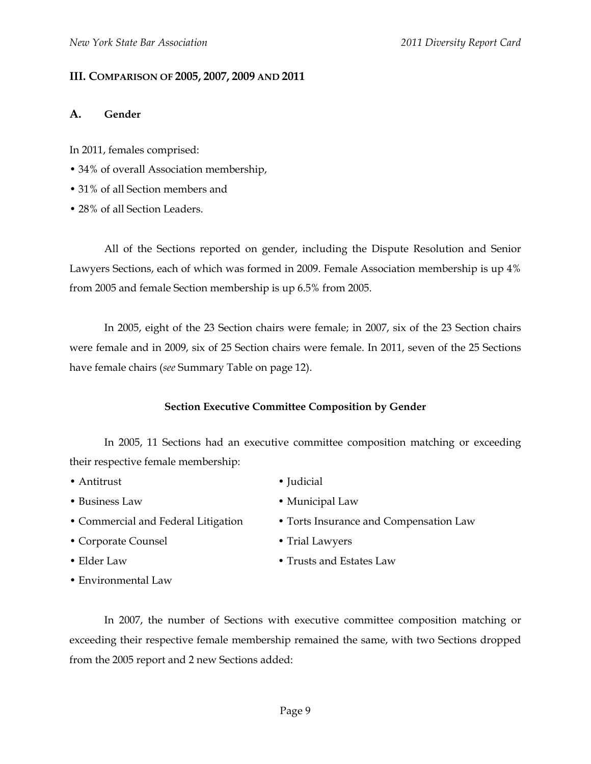## III. Comparison of 2005, 2007, 2009 and 2011

### A. Gender

In 2011, females comprised:

- 34% of overall Association membership,
- 31% of all Section members and
- 28% of all Section Leaders.

All of the Sections reported on gender, including the Dispute Resolution and Senior Lawyers Sections, each of which was formed in 2009. Female Association membership is up 4% from 2005 and female Section membership is up 6.5% from 2005.

In 2005, eight of the 23 Section chairs were female; in 2007, six of the 23 Section chairs were female and in 2009, six of 25 Section chairs were female. In 2011, seven of the 25 Sections have female chairs (*see* Summary Table on page 12).

**Section Executive Committee Composition by Gender**

In 2005, 11 Sections had an executive committee composition matching or exceeding their respective female membership:

- Antitrust
- Business Law
- Commercial and Federal Litigation
- Corporate Counsel
- Elder Law
- Environmental Law
- Judicial
- Municipal Law
- Torts Insurance and Compensation Law
- Trial Lawyers
- Trusts and Estates Law

In 2007, the number of Sections with executive committee composition matching or exceeding their respective female membership remained the same, with two Sections dropped from the 2005 report and 2 new Sections added: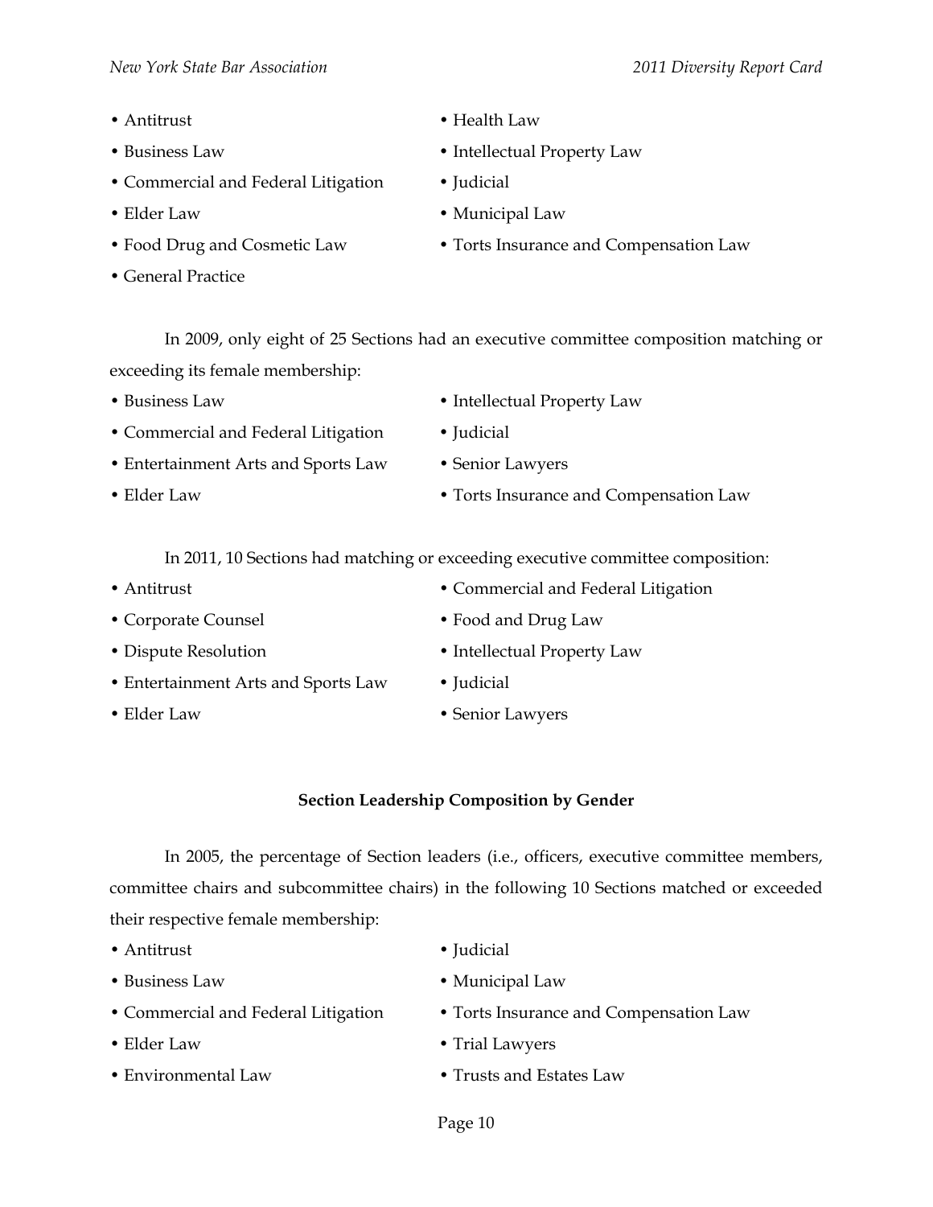- Antitrust
- Business Law
- Commercial and Federal Litigation
- Elder Law
- Food Drug and Cosmetic Law
- General Practice
- Health Law
- Intellectual Property Law
- Judicial
- Municipal Law
- Torts Insurance and Compensation Law

In 2009, only eight of 25 Sections had an executive committee composition matching or exceeding its female membership:

- Business Law
- Commercial and Federal Litigation
- Entertainment Arts and Sports Law
- Elder Law
- Intellectual Property Law
- Judicial
- Senior Lawyers
- Torts Insurance and Compensation Law

In 2011, 10 Sections had matching or exceeding executive committee composition:

- Antitrust
- Corporate Counsel
- Dispute Resolution
- Entertainment Arts and Sports Law
- Elder Law
- Commercial and Federal Litigation
- Food and Drug Law
- Intellectual Property Law
- Judicial
- Senior Lawyers

### Section Leadership Composition by Gender

In 2005, the percentage of Section leaders (i.e., officers, executive committee members, committee chairs and subcommittee chairs) in the following 10 Sections matched or exceeded their respective female membership:

- Antitrust
- Business Law
- Commercial and Federal Litigation
- Elder Law
- Environmental Law
- Judicial
- Municipal Law
- Torts Insurance and Compensation Law
- Trial Lawyers
- Trusts and Estates Law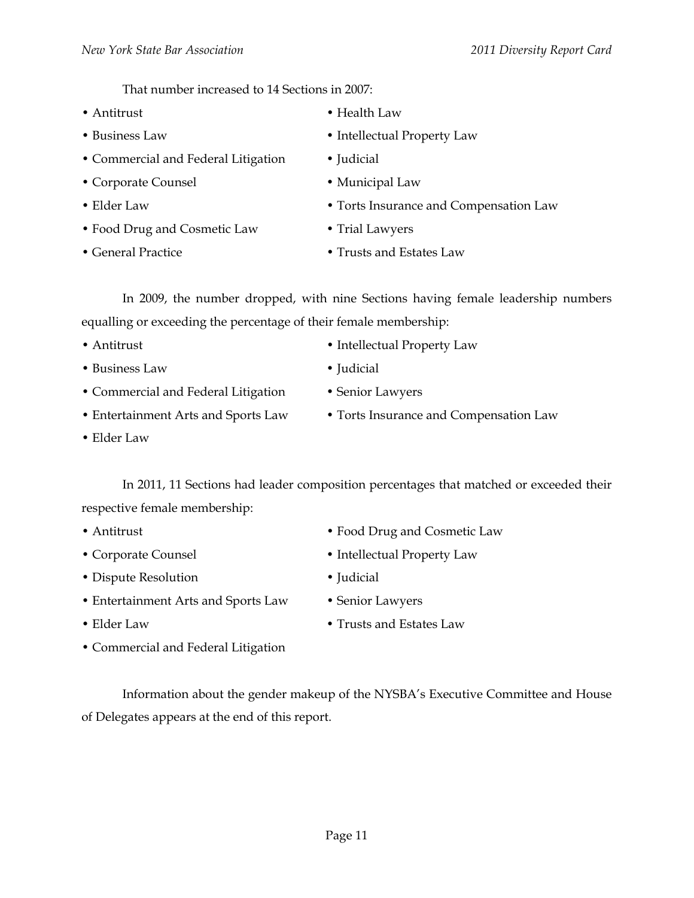That number increased to 14 Sections in 2007:

- Antitrust
- Business Law
- Commercial and Federal Litigation
- Corporate Counsel
- Elder Law
- Food Drug and Cosmetic Law
- General Practice
- Health Law
- Intellectual Property Law
- Judicial
- Municipal Law
- Torts Insurance and Compensation Law
- Trial Lawyers
- Trusts and Estates Law

In 2009, the number dropped, with nine Sections having female leadership numbers equalling or exceeding the percentage of their female membership:

- Antitrust
- Business Law
- Commercial and Federal Litigation
- Entertainment Arts and Sports Law
- Elder Law
- Intellectual Property Law
- Judicial
- Senior Lawyers
- Torts Insurance and Compensation Law

In 2011, 11 Sections had leader composition percentages that matched or exceeded their respective female membership:

- Antitrust
- Corporate Counsel
- Dispute Resolution
- Entertainment Arts and Sports Law
- Elder Law
- Commercial and Federal Litigation
- Food Drug and Cosmetic Law
- Intellectual Property Law
- Judicial
- Senior Lawyers
- Trusts and Estates Law

Information about the gender makeup of the NYSBA's Executive Committee and House of Delegates appears at the end of this report.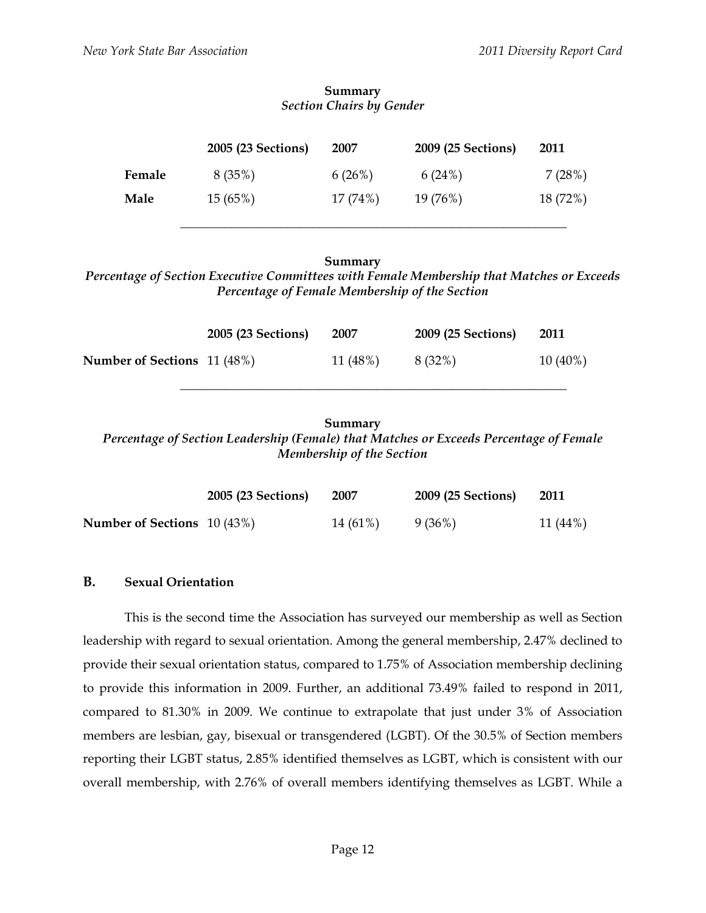**Summary**
*Section Chairs by Gender*

| | 2005 (23 Sections) | 2007 | 2009 (25 Sections) | 2011 |
|---|---|---|---|---|
| **Female** | 8 (35%) | 6 (26%) | 6 (24%) | 7 (28%) |
| **Male** | 15 (65%) | 17 (74%) | 19 (76%) | 18 (72%) |

---

**Summary**
*Percentage of Section Executive Committees with Female Membership that Matches or Exceeds Percentage of Female Membership of the Section*

| | 2005 (23 Sections) | 2007 | 2009 (25 Sections) | 2011 |
|---|---|---|---|---|
| **Number of Sections** | 11 (48%) | 11 (48%) | 8 (32%) | 10 (40%) |

---

**Summary**
*Percentage of Section Leadership (Female) that Matches or Exceeds Percentage of Female Membership of the Section*

| | 2005 (23 Sections) | 2007 | 2009 (25 Sections) | 2011 |
|---|---|---|---|---|
| **Number of Sections** | 10 (43%) | 14 (61%) | 9 (36%) | 11 (44%) |

## B. Sexual Orientation

This is the second time the Association has surveyed our membership as well as Section leadership with regard to sexual orientation. Among the general membership, 2.47% declined to provide their sexual orientation status, compared to 1.75% of Association membership declining to provide this information in 2009. Further, an additional 73.49% failed to respond in 2011, compared to 81.30% in 2009. We continue to extrapolate that just under 3% of Association members are lesbian, gay, bisexual or transgendered (LGBT). Of the 30.5% of Section members reporting their LGBT status, 2.85% identified themselves as LGBT, which is consistent with our overall membership, with 2.76% of overall members identifying themselves as LGBT. While a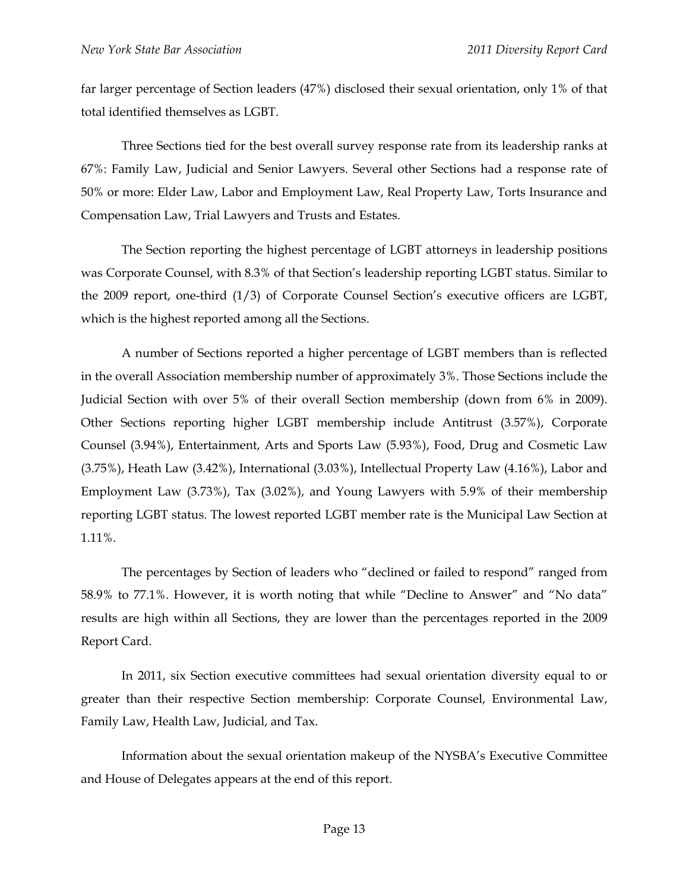far larger percentage of Section leaders (47%) disclosed their sexual orientation, only 1% of that total identified themselves as LGBT.

Three Sections tied for the best overall survey response rate from its leadership ranks at 67%: Family Law, Judicial and Senior Lawyers. Several other Sections had a response rate of 50% or more: Elder Law, Labor and Employment Law, Real Property Law, Torts Insurance and Compensation Law, Trial Lawyers and Trusts and Estates.

The Section reporting the highest percentage of LGBT attorneys in leadership positions was Corporate Counsel, with 8.3% of that Section's leadership reporting LGBT status. Similar to the 2009 report, one-third (1/3) of Corporate Counsel Section's executive officers are LGBT, which is the highest reported among all the Sections.

A number of Sections reported a higher percentage of LGBT members than is reflected in the overall Association membership number of approximately 3%. Those Sections include the Judicial Section with over 5% of their overall Section membership (down from 6% in 2009). Other Sections reporting higher LGBT membership include Antitrust (3.57%), Corporate Counsel (3.94%), Entertainment, Arts and Sports Law (5.93%), Food, Drug and Cosmetic Law (3.75%), Heath Law (3.42%), International (3.03%), Intellectual Property Law (4.16%), Labor and Employment Law (3.73%), Tax (3.02%), and Young Lawyers with 5.9% of their membership reporting LGBT status. The lowest reported LGBT member rate is the Municipal Law Section at 1.11%.

The percentages by Section of leaders who "declined or failed to respond" ranged from 58.9% to 77.1%. However, it is worth noting that while "Decline to Answer" and "No data" results are high within all Sections, they are lower than the percentages reported in the 2009 Report Card.

In 2011, six Section executive committees had sexual orientation diversity equal to or greater than their respective Section membership: Corporate Counsel, Environmental Law, Family Law, Health Law, Judicial, and Tax.

Information about the sexual orientation makeup of the NYSBA's Executive Committee and House of Delegates appears at the end of this report.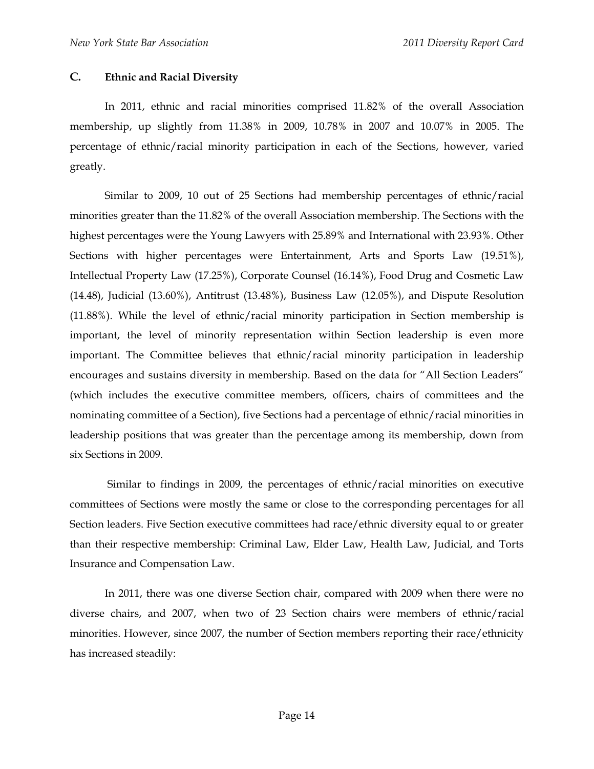### C. Ethnic and Racial Diversity

In 2011, ethnic and racial minorities comprised 11.82% of the overall Association membership, up slightly from 11.38% in 2009, 10.78% in 2007 and 10.07% in 2005. The percentage of ethnic/racial minority participation in each of the Sections, however, varied greatly.

Similar to 2009, 10 out of 25 Sections had membership percentages of ethnic/racial minorities greater than the 11.82% of the overall Association membership. The Sections with the highest percentages were the Young Lawyers with 25.89% and International with 23.93%. Other Sections with higher percentages were Entertainment, Arts and Sports Law (19.51%), Intellectual Property Law (17.25%), Corporate Counsel (16.14%), Food Drug and Cosmetic Law (14.48), Judicial (13.60%), Antitrust (13.48%), Business Law (12.05%), and Dispute Resolution (11.88%). While the level of ethnic/racial minority participation in Section membership is important, the level of minority representation within Section leadership is even more important. The Committee believes that ethnic/racial minority participation in leadership encourages and sustains diversity in membership. Based on the data for "All Section Leaders" (which includes the executive committee members, officers, chairs of committees and the nominating committee of a Section), five Sections had a percentage of ethnic/racial minorities in leadership positions that was greater than the percentage among its membership, down from six Sections in 2009.

Similar to findings in 2009, the percentages of ethnic/racial minorities on executive committees of Sections were mostly the same or close to the corresponding percentages for all Section leaders. Five Section executive committees had race/ethnic diversity equal to or greater than their respective membership: Criminal Law, Elder Law, Health Law, Judicial, and Torts Insurance and Compensation Law.

In 2011, there was one diverse Section chair, compared with 2009 when there were no diverse chairs, and 2007, when two of 23 Section chairs were members of ethnic/racial minorities. However, since 2007, the number of Section members reporting their race/ethnicity has increased steadily: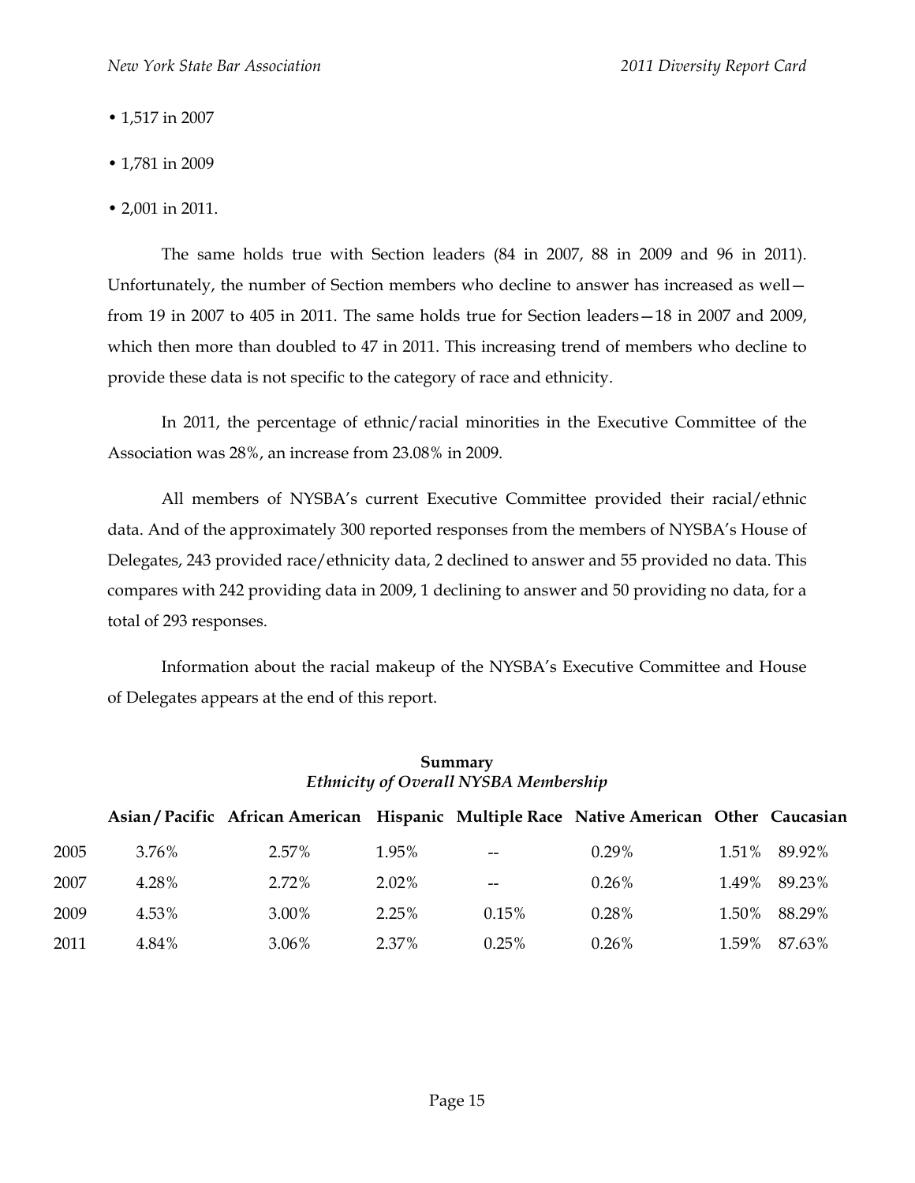- 1,517 in 2007
- 1,781 in 2009
- 2,001 in 2011.

The same holds true with Section leaders (84 in 2007, 88 in 2009 and 96 in 2011). Unfortunately, the number of Section members who decline to answer has increased as well—from 19 in 2007 to 405 in 2011. The same holds true for Section leaders—18 in 2007 and 2009, which then more than doubled to 47 in 2011. This increasing trend of members who decline to provide these data is not specific to the category of race and ethnicity.

In 2011, the percentage of ethnic/racial minorities in the Executive Committee of the Association was 28%, an increase from 23.08% in 2009.

All members of NYSBA's current Executive Committee provided their racial/ethnic data. And of the approximately 300 reported responses from the members of NYSBA's House of Delegates, 243 provided race/ethnicity data, 2 declined to answer and 55 provided no data. This compares with 242 providing data in 2009, 1 declining to answer and 50 providing no data, for a total of 293 responses.

Information about the racial makeup of the NYSBA's Executive Committee and House of Delegates appears at the end of this report.

**Summary**
*Ethnicity of Overall NYSBA Membership*

| | Asian / Pacific | African American | Hispanic | Multiple Race | Native American | Other | Caucasian |
|---|---|---|---|---|---|---|---|
| 2005 | 3.76% | 2.57% | 1.95% | -- | 0.29% | 1.51% | 89.92% |
| 2007 | 4.28% | 2.72% | 2.02% | -- | 0.26% | 1.49% | 89.23% |
| 2009 | 4.53% | 3.00% | 2.25% | 0.15% | 0.28% | 1.50% | 88.29% |
| 2011 | 4.84% | 3.06% | 2.37% | 0.25% | 0.26% | 1.59% | 87.63% |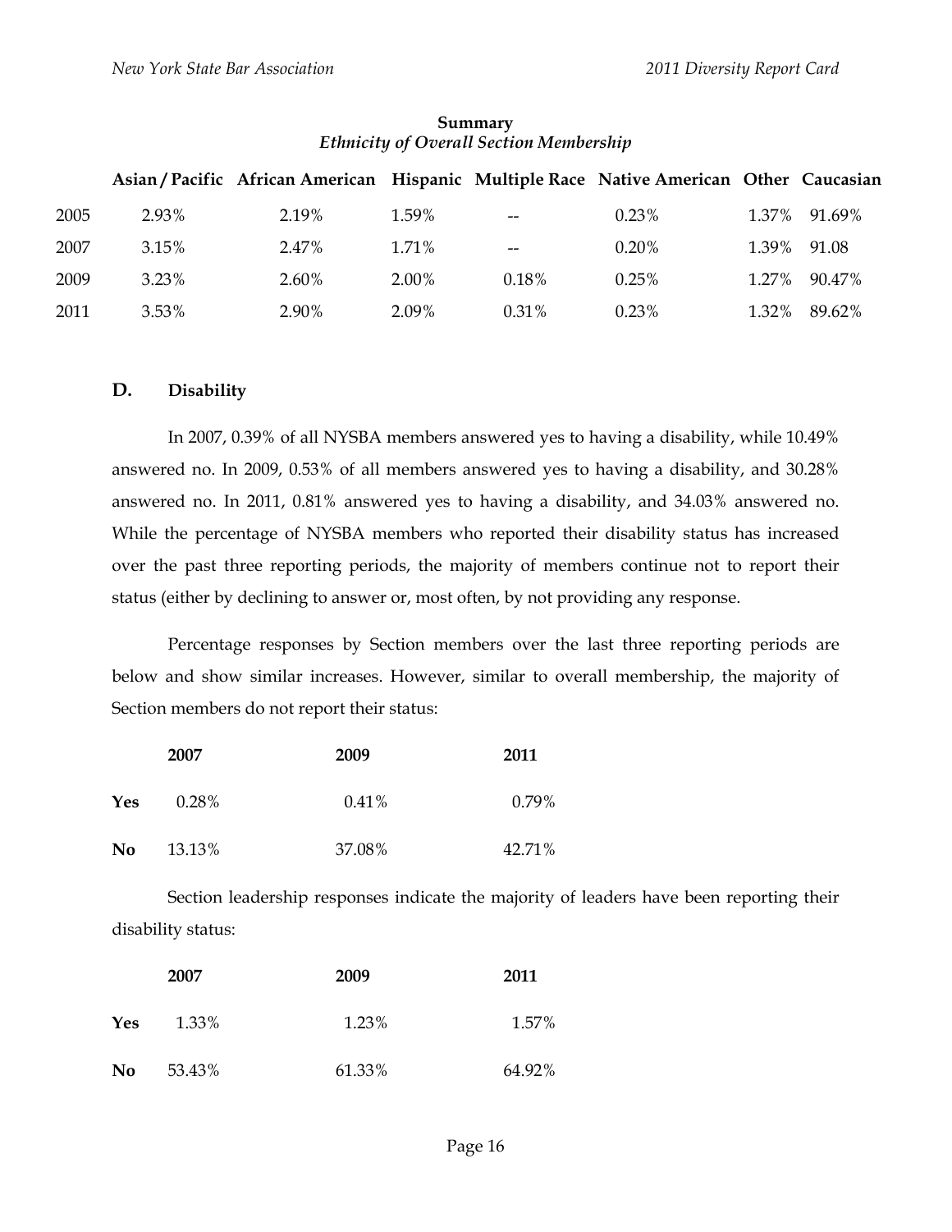**Summary**
*Ethnicity of Overall Section Membership*

| | Asian / Pacific | African American | Hispanic | Multiple Race | Native American | Other | Caucasian |
|---|---|---|---|---|---|---|---|
| 2005 | 2.93% | 2.19% | 1.59% | -- | 0.23% | 1.37% | 91.69% |
| 2007 | 3.15% | 2.47% | 1.71% | -- | 0.20% | 1.39% | 91.08 |
| 2009 | 3.23% | 2.60% | 2.00% | 0.18% | 0.25% | 1.27% | 90.47% |
| 2011 | 3.53% | 2.90% | 2.09% | 0.31% | 0.23% | 1.32% | 89.62% |

## D. Disability

In 2007, 0.39% of all NYSBA members answered yes to having a disability, while 10.49% answered no. In 2009, 0.53% of all members answered yes to having a disability, and 30.28% answered no. In 2011, 0.81% answered yes to having a disability, and 34.03% answered no. While the percentage of NYSBA members who reported their disability status has increased over the past three reporting periods, the majority of members continue not to report their status (either by declining to answer or, most often, by not providing any response.

Percentage responses by Section members over the last three reporting periods are below and show similar increases. However, similar to overall membership, the majority of Section members do not report their status:

| | 2007 | 2009 | 2011 |
|---|---|---|---|
| **Yes** | 0.28% | 0.41% | 0.79% |
| **No** | 13.13% | 37.08% | 42.71% |

Section leadership responses indicate the majority of leaders have been reporting their disability status:

| | 2007 | 2009 | 2011 |
|---|---|---|---|
| **Yes** | 1.33% | 1.23% | 1.57% |
| **No** | 53.43% | 61.33% | 64.92% |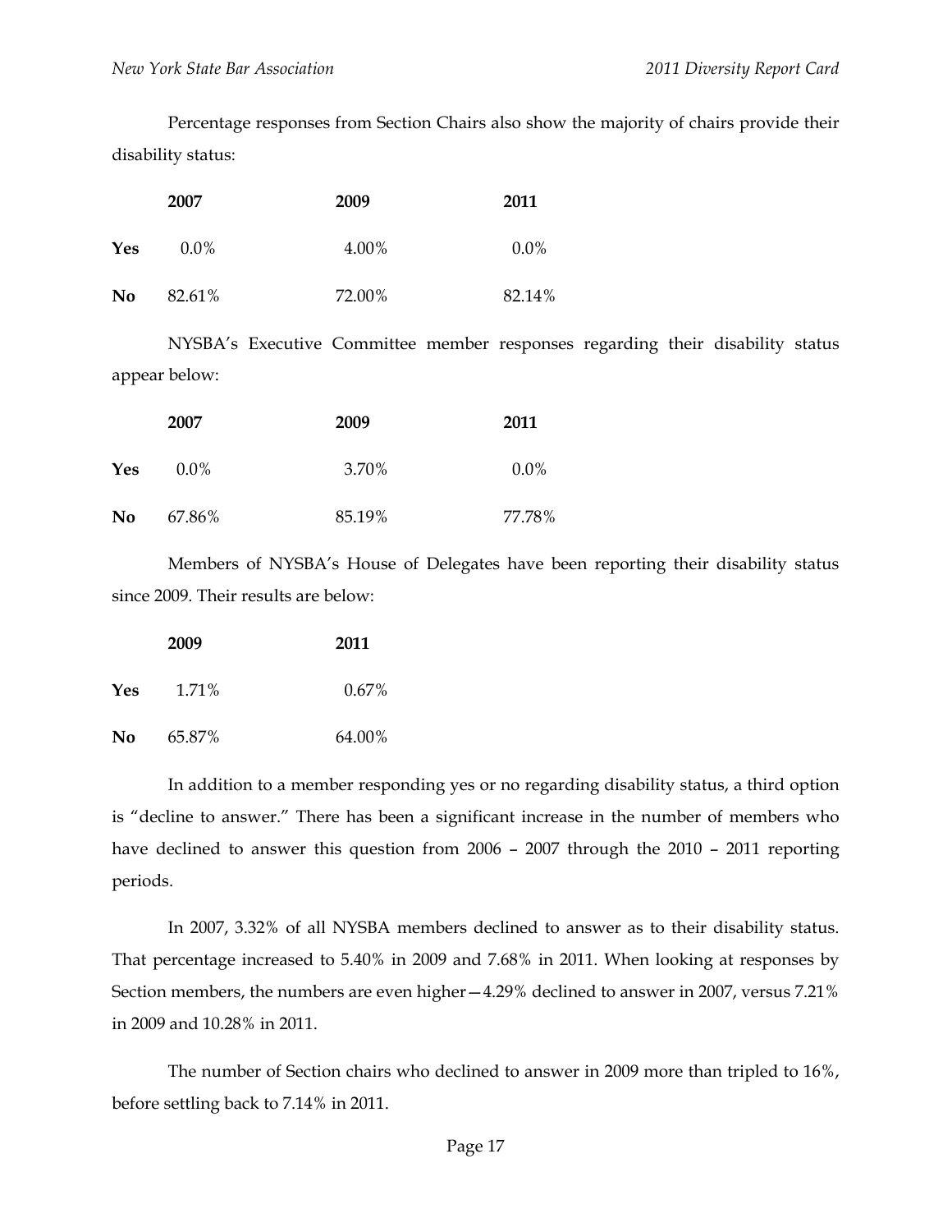Percentage responses from Section Chairs also show the majority of chairs provide their disability status:

| | 2007 | 2009 | 2011 |
|---|---|---|---|
| **Yes** | 0.0% | 4.00% | 0.0% |
| **No** | 82.61% | 72.00% | 82.14% |

NYSBA's Executive Committee member responses regarding their disability status appear below:

| | 2007 | 2009 | 2011 |
|---|---|---|---|
| **Yes** | 0.0% | 3.70% | 0.0% |
| **No** | 67.86% | 85.19% | 77.78% |

Members of NYSBA's House of Delegates have been reporting their disability status since 2009. Their results are below:

| | 2009 | 2011 |
|---|---|---|
| **Yes** | 1.71% | 0.67% |
| **No** | 65.87% | 64.00% |

In addition to a member responding yes or no regarding disability status, a third option is "decline to answer." There has been a significant increase in the number of members who have declined to answer this question from 2006 – 2007 through the 2010 – 2011 reporting periods.

In 2007, 3.32% of all NYSBA members declined to answer as to their disability status. That percentage increased to 5.40% in 2009 and 7.68% in 2011. When looking at responses by Section members, the numbers are even higher—4.29% declined to answer in 2007, versus 7.21% in 2009 and 10.28% in 2011.

The number of Section chairs who declined to answer in 2009 more than tripled to 16%, before settling back to 7.14% in 2011.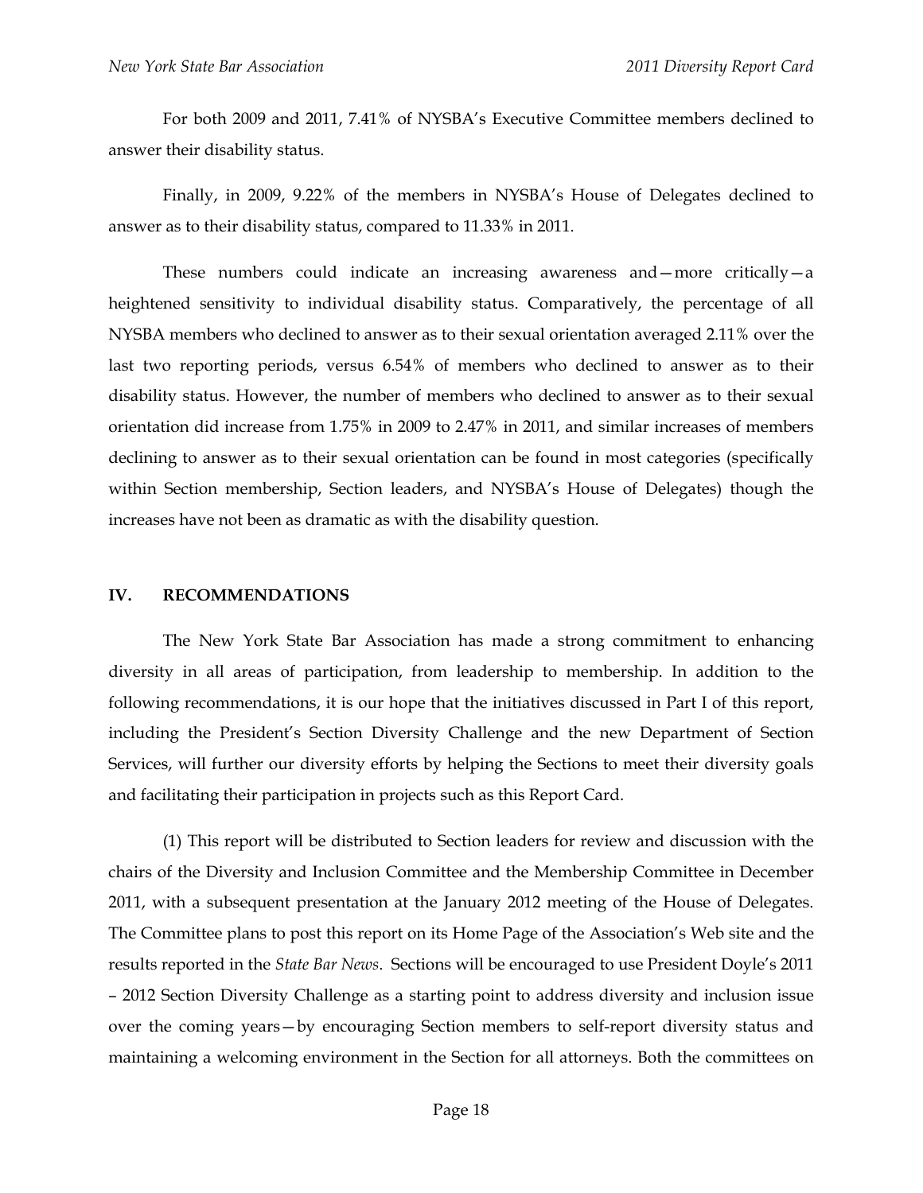For both 2009 and 2011, 7.41% of NYSBA's Executive Committee members declined to answer their disability status.

Finally, in 2009, 9.22% of the members in NYSBA's House of Delegates declined to answer as to their disability status, compared to 11.33% in 2011.

These numbers could indicate an increasing awareness and—more critically—a heightened sensitivity to individual disability status. Comparatively, the percentage of all NYSBA members who declined to answer as to their sexual orientation averaged 2.11% over the last two reporting periods, versus 6.54% of members who declined to answer as to their disability status. However, the number of members who declined to answer as to their sexual orientation did increase from 1.75% in 2009 to 2.47% in 2011, and similar increases of members declining to answer as to their sexual orientation can be found in most categories (specifically within Section membership, Section leaders, and NYSBA's House of Delegates) though the increases have not been as dramatic as with the disability question.

## IV. RECOMMENDATIONS

The New York State Bar Association has made a strong commitment to enhancing diversity in all areas of participation, from leadership to membership. In addition to the following recommendations, it is our hope that the initiatives discussed in Part I of this report, including the President's Section Diversity Challenge and the new Department of Section Services, will further our diversity efforts by helping the Sections to meet their diversity goals and facilitating their participation in projects such as this Report Card.

(1) This report will be distributed to Section leaders for review and discussion with the chairs of the Diversity and Inclusion Committee and the Membership Committee in December 2011, with a subsequent presentation at the January 2012 meeting of the House of Delegates. The Committee plans to post this report on its Home Page of the Association's Web site and the results reported in the *State Bar News*. Sections will be encouraged to use President Doyle's 2011 – 2012 Section Diversity Challenge as a starting point to address diversity and inclusion issue over the coming years—by encouraging Section members to self-report diversity status and maintaining a welcoming environment in the Section for all attorneys. Both the committees on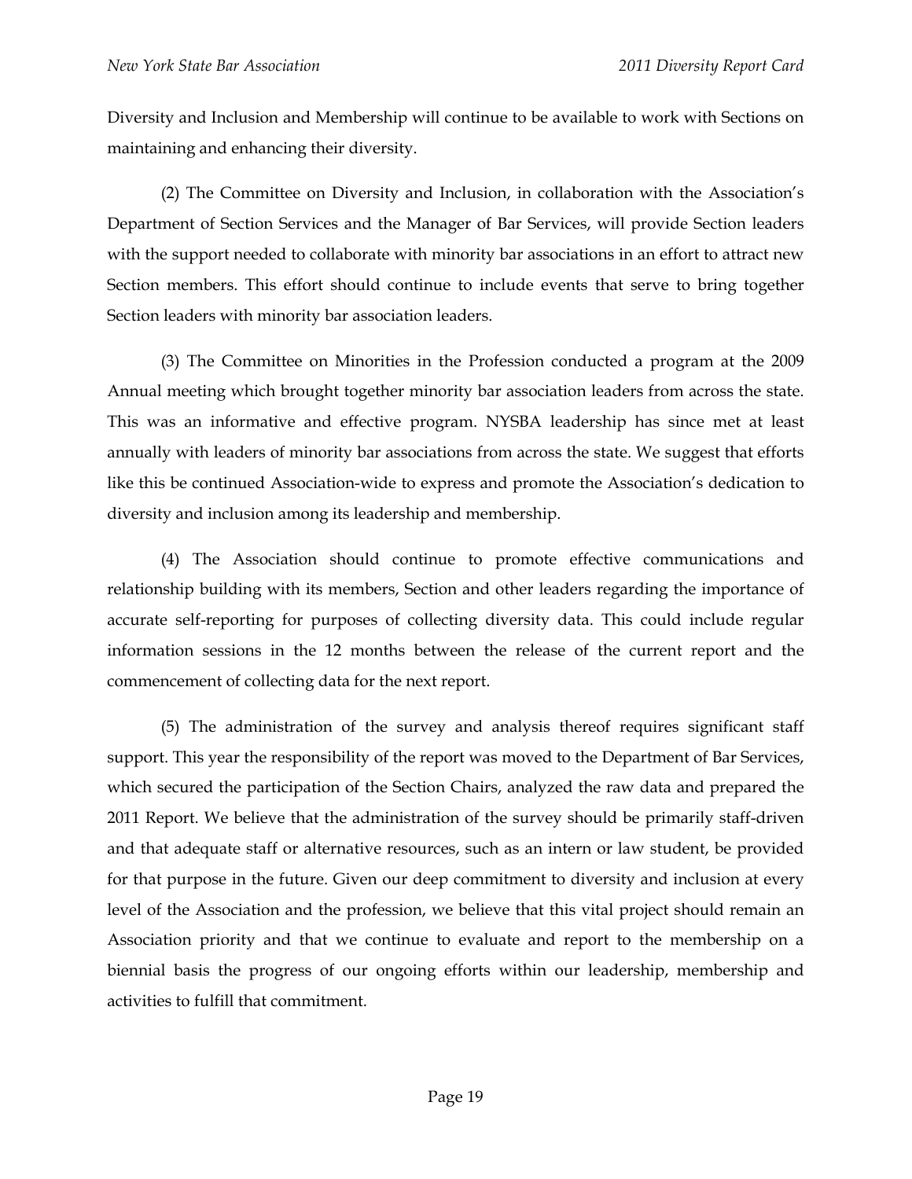Diversity and Inclusion and Membership will continue to be available to work with Sections on maintaining and enhancing their diversity.

(2) The Committee on Diversity and Inclusion, in collaboration with the Association's Department of Section Services and the Manager of Bar Services, will provide Section leaders with the support needed to collaborate with minority bar associations in an effort to attract new Section members. This effort should continue to include events that serve to bring together Section leaders with minority bar association leaders.

(3) The Committee on Minorities in the Profession conducted a program at the 2009 Annual meeting which brought together minority bar association leaders from across the state. This was an informative and effective program. NYSBA leadership has since met at least annually with leaders of minority bar associations from across the state. We suggest that efforts like this be continued Association-wide to express and promote the Association's dedication to diversity and inclusion among its leadership and membership.

(4) The Association should continue to promote effective communications and relationship building with its members, Section and other leaders regarding the importance of accurate self-reporting for purposes of collecting diversity data. This could include regular information sessions in the 12 months between the release of the current report and the commencement of collecting data for the next report.

(5) The administration of the survey and analysis thereof requires significant staff support. This year the responsibility of the report was moved to the Department of Bar Services, which secured the participation of the Section Chairs, analyzed the raw data and prepared the 2011 Report. We believe that the administration of the survey should be primarily staff-driven and that adequate staff or alternative resources, such as an intern or law student, be provided for that purpose in the future. Given our deep commitment to diversity and inclusion at every level of the Association and the profession, we believe that this vital project should remain an Association priority and that we continue to evaluate and report to the membership on a biennial basis the progress of our ongoing efforts within our leadership, membership and activities to fulfill that commitment.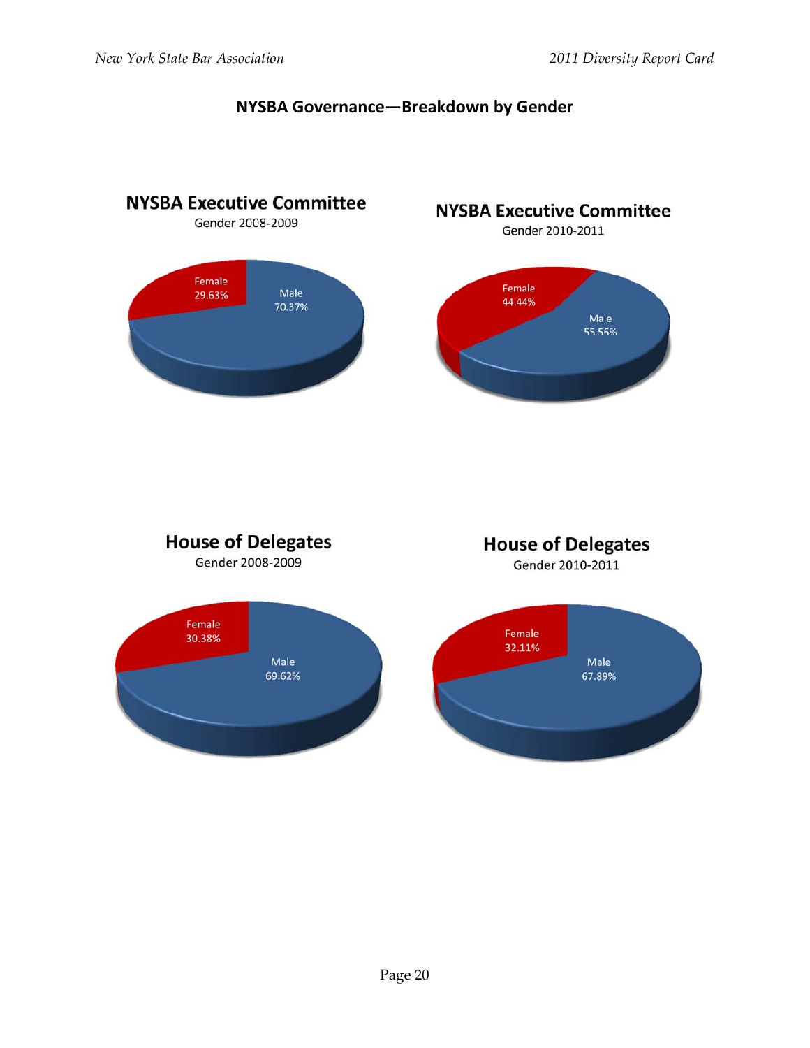## NYSBA Governance—Breakdown by Gender

### NYSBA Executive Committee

Gender 2008-2009

| Gender | Percentage |
| --- | --- |
| Female | 29.63% |
| Male | 70.37% |

### NYSBA Executive Committee

Gender 2010-2011

| Gender | Percentage |
| --- | --- |
| Female | 44.44% |
| Male | 55.56% |

### House of Delegates

Gender 2008-2009

| Gender | Percentage |
| --- | --- |
| Female | 30.38% |
| Male | 69.62% |

### House of Delegates

Gender 2010-2011

| Gender | Percentage |
| --- | --- |
| Female | 32.11% |
| Male | 67.89% |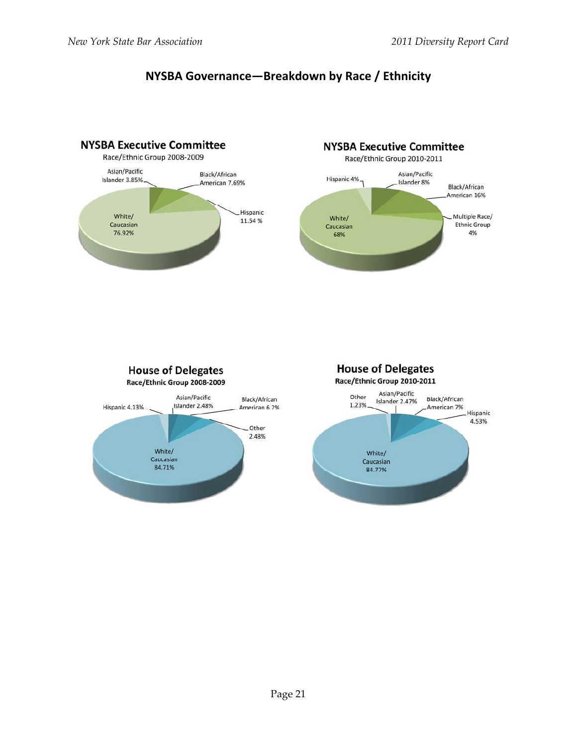## NYSBA Governance—Breakdown by Race / Ethnicity

### NYSBA Executive Committee
Race/Ethnic Group 2008-2009

- Asian/Pacific Islander 3.85%
- Black/African American 7.69%
- Hispanic 11.54 %
- White/Caucasian 76.92%

### NYSBA Executive Committee
Race/Ethnic Group 2010-2011

- Hispanic 4%
- Asian/Pacific Islander 8%
- Black/African American 16%
- Multiple Race/Ethnic Group 4%
- White/Caucasian 68%

### House of Delegates
**Race/Ethnic Group 2008-2009**

- Hispanic 4.13%
- Asian/Pacific Islander 2.48%
- Black/African American 6.2%
- Other 2.48%
- White/Caucasian 84.71%

### House of Delegates
**Race/Ethnic Group 2010-2011**

- Other 1.23%
- Asian/Pacific Islander 2.47%
- Black/African American 7%
- Hispanic 4.53%
- White/Caucasian 84.77%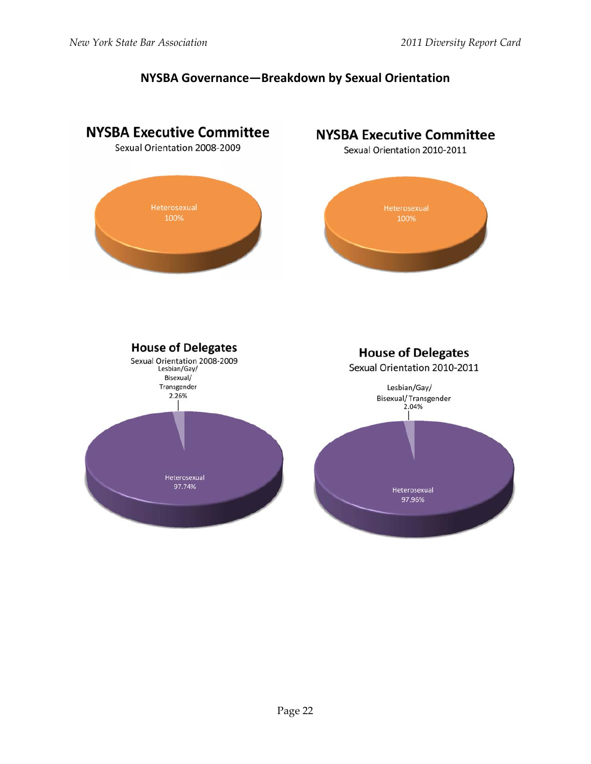## NYSBA Governance—Breakdown by Sexual Orientation

**NYSBA Executive Committee**

Sexual Orientation 2008-2009

Heterosexual 100%

**NYSBA Executive Committee**

Sexual Orientation 2010-2011

Heterosexual 100%

**House of Delegates**

Sexual Orientation 2008-2009

Lesbian/Gay/Bisexual/Transgender 2.26%

Heterosexual 97.74%

**House of Delegates**

Sexual Orientation 2010-2011

Lesbian/Gay/Bisexual/Transgender 2.04%

Heterosexual 97.96%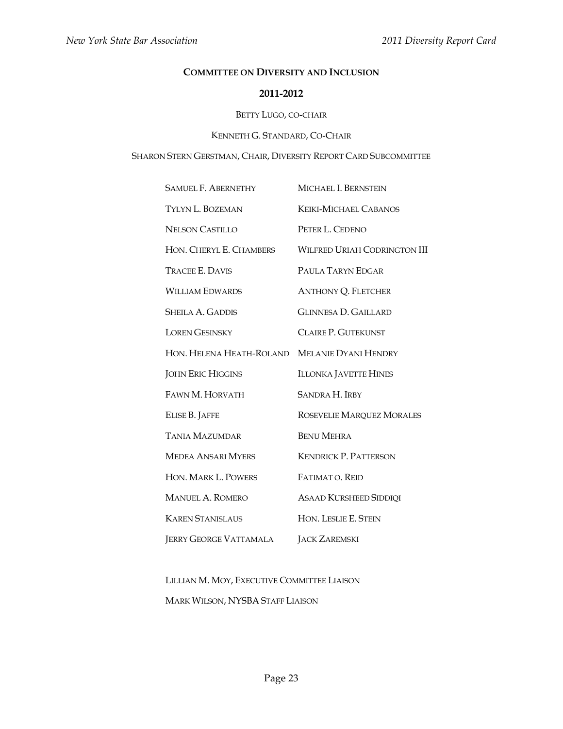## Committee on Diversity and Inclusion

## 2011-2012

Betty Lugo, co-chair

Kenneth G. Standard, Co-Chair

Sharon Stern Gerstman, Chair, Diversity Report Card Subcommittee

| | |
|---|---|
| Samuel F. Abernethy | Michael I. Bernstein |
| Tylyn L. Bozeman | Keiki-Michael Cabanos |
| Nelson Castillo | Peter L. Cedeno |
| Hon. Cheryl E. Chambers | Wilfred Uriah Codrington III |
| Tracee E. Davis | Paula Taryn Edgar |
| William Edwards | Anthony Q. Fletcher |
| Sheila A. Gaddis | Glinnesa D. Gaillard |
| Loren Gesinsky | Claire P. Gutekunst |
| Hon. Helena Heath-Roland | Melanie Dyani Hendry |
| John Eric Higgins | Illonka Javette Hines |
| Fawn M. Horvath | Sandra H. Irby |
| Elise B. Jaffe | Rosevelie Marquez Morales |
| Tania Mazumdar | Benu Mehra |
| Medea Ansari Myers | Kendrick P. Patterson |
| Hon. Mark L. Powers | Fatimat O. Reid |
| Manuel A. Romero | Asaad Kursheed Siddiqi |
| Karen Stanislaus | Hon. Leslie E. Stein |
| Jerry George Vattamala | Jack Zaremski |

Lillian M. Moy, Executive Committee Liaison

Mark Wilson, NYSBA Staff Liaison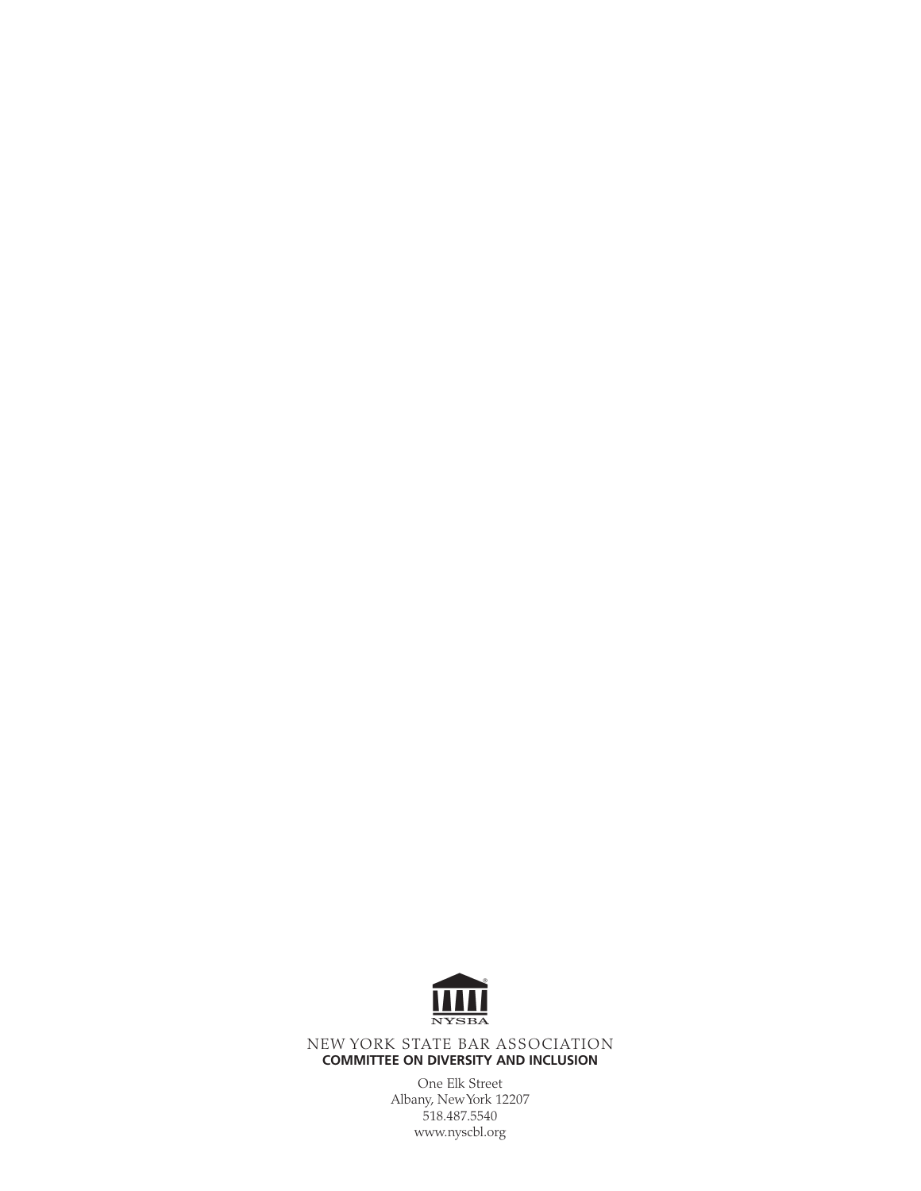NYSBA

NEW YORK STATE BAR ASSOCIATION
**COMMITTEE ON DIVERSITY AND INCLUSION**

One Elk Street
Albany, New York 12207
518.487.5540
www.nyscbl.org